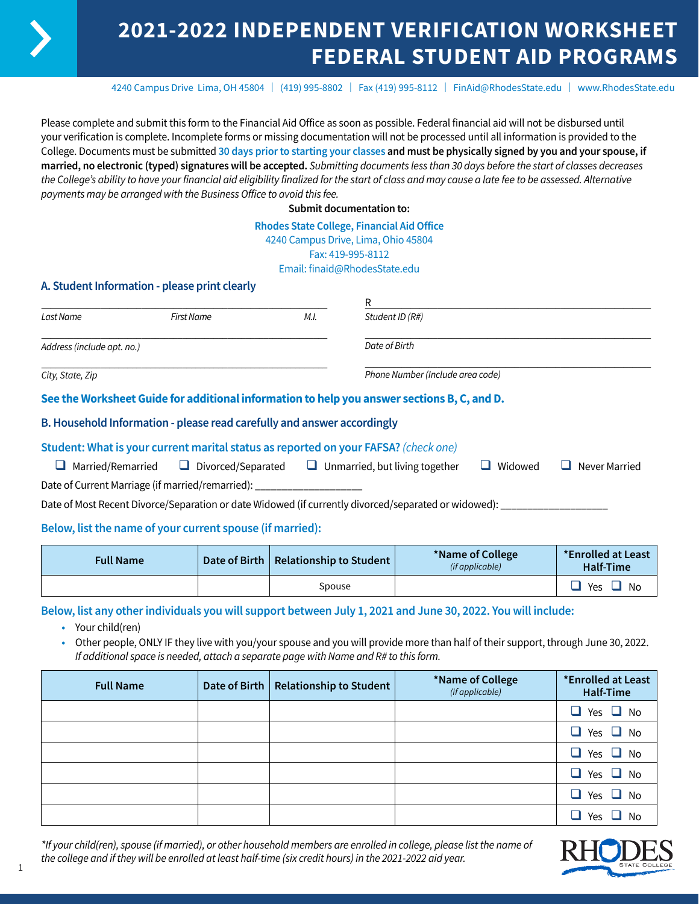# 2021-2022 INDEPENDENT VERIFICATION WORKSHEET FEDERAL STUDENT AID PROGRAMS

4240 Campus Drive Lima, OH 45804 | (419) 995-8802 | Fax (419) 995-8112 | FinAid@RhodesState.edu | www.RhodesState.edu

Please complete and submit this form to the Financial Aid Office as soon as possible. Federal financial aid will not be disbursed until your verification is complete. Incomplete forms or missing documentation will not be processed until all information is provided to the College. Documents must be submitted **30 days prior to starting your classes** **and must be physically signed by you and your spouse, if married, no electronic (typed) signatures will be accepted.** *Submitting documents less than 30 days before the start of classes decreases the College's ability to have your financial aid eligibility finalized for the start of class and may cause a late fee to be assessed. Alternative payments may be arranged with the Business Office to avoid this fee.*

**Submit documentation to:**

**Rhodes State College, Financial Aid Office**
4240 Campus Drive, Lima, Ohio 45804
Fax: 419-995-8112
Email: finaid@RhodesState.edu

## A. Student Information - please print clearly

______________________________________ R______________________________
*Last Name* *First Name* *M.I.* *Student ID (R#)*

______________________________________ ______________________________
*Address (include apt. no.)* *Date of Birth*

______________________________________ ______________________________
*City, State, Zip* *Phone Number (Include area code)*

**See the Worksheet Guide for additional information to help you answer sections B, C, and D.**

## B. Household Information - please read carefully and answer accordingly

**Student: What is your current marital status as reported on your FAFSA?** *(check one)*

❑ Married/Remarried ❑ Divorced/Separated ❑ Unmarried, but living together ❑ Widowed ❑ Never Married

Date of Current Marriage (if married/remarried): __________________

Date of Most Recent Divorce/Separation or date Widowed (if currently divorced/separated or widowed): __________________

**Below, list the name of your current spouse (if married):**

| Full Name | Date of Birth | Relationship to Student | *Name of College *(if applicable)* | *Enrolled at Least Half-Time |
|---|---|---|---|---|
| | | Spouse | | ❑ Yes ❑ No |

**Below, list any other individuals you will support between July 1, 2021 and June 30, 2022. You will include:**

- Your child(ren)
- Other people, ONLY IF they live with you/your spouse and you will provide more than half of their support, through June 30, 2022. *If additional space is needed, attach a separate page with Name and R# to this form.*

| Full Name | Date of Birth | Relationship to Student | *Name of College *(if applicable)* | *Enrolled at Least Half-Time |
|---|---|---|---|---|
| | | | | ❑ Yes ❑ No |
| | | | | ❑ Yes ❑ No |
| | | | | ❑ Yes ❑ No |
| | | | | ❑ Yes ❑ No |
| | | | | ❑ Yes ❑ No |
| | | | | ❑ Yes ❑ No |

*\*If your child(ren), spouse (if married), or other household members are enrolled in college, please list the name of the college and if they will be enrolled at least half-time (six credit hours) in the 2021-2022 aid year.*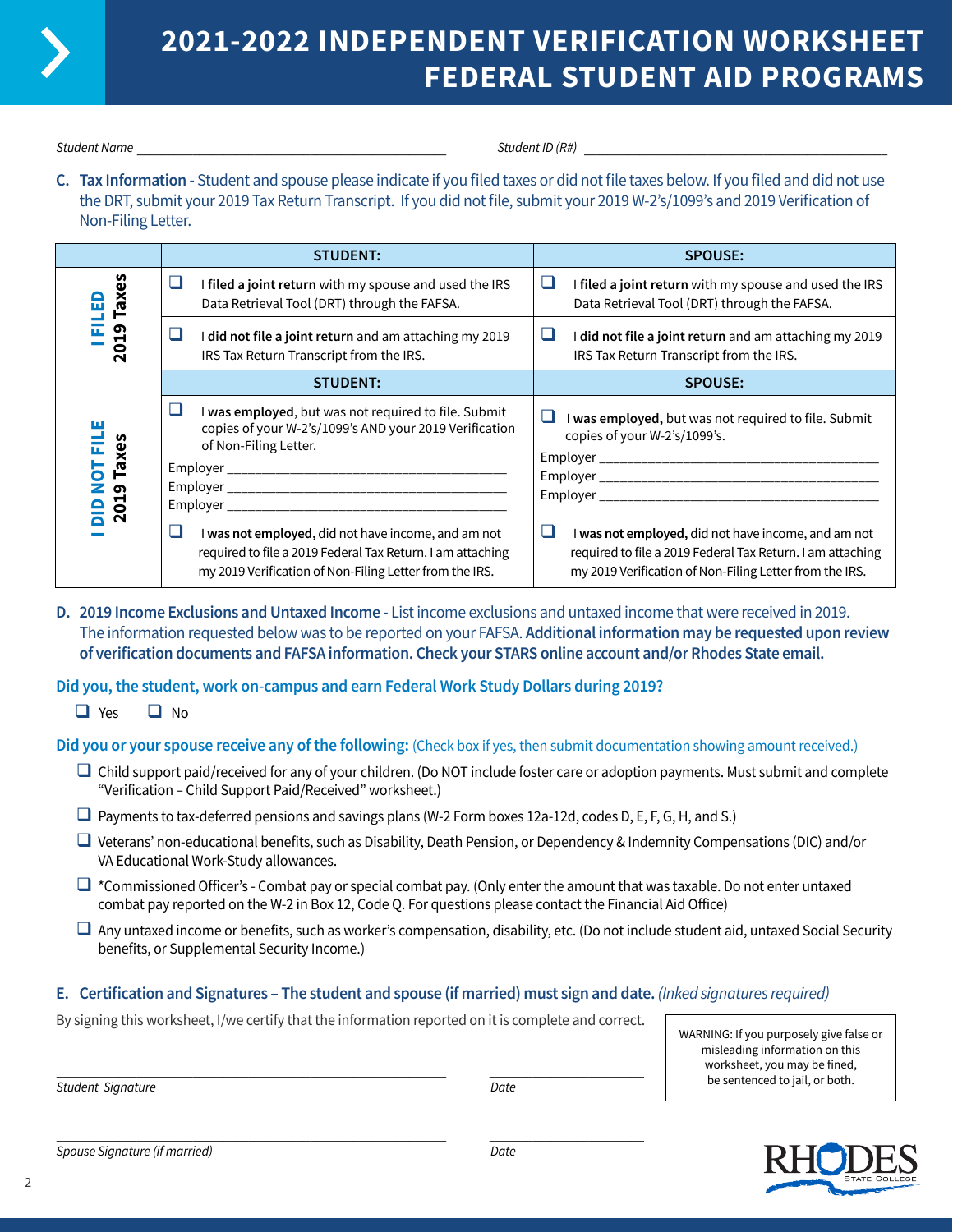# 2021-2022 INDEPENDENT VERIFICATION WORKSHEET FEDERAL STUDENT AID PROGRAMS

*Student Name* ___________________________________________ *Student ID (R#)* ___________________________________________

**C. Tax Information -** Student and spouse please indicate if you filed taxes or did not file taxes below. If you filed and did not use the DRT, submit your 2019 Tax Return Transcript. If you did not file, submit your 2019 W-2's/1099's and 2019 Verification of Non-Filing Letter.

| | STUDENT: | SPOUSE: |
|---|---|---|
| **I FILED 2019 Taxes** | ❑ I **filed a joint return** with my spouse and used the IRS Data Retrieval Tool (DRT) through the FAFSA. | ❑ I **filed a joint return** with my spouse and used the IRS Data Retrieval Tool (DRT) through the FAFSA. |
| | ❑ I **did not file a joint return** and am attaching my 2019 IRS Tax Return Transcript from the IRS. | ❑ I **did not file a joint return** and am attaching my 2019 IRS Tax Return Transcript from the IRS. |
| | **STUDENT:** | **SPOUSE:** |
| **I DID NOT FILE 2019 Taxes** | ❑ I **was employed**, but was not required to file. Submit copies of your W-2's/1099's AND your 2019 Verification of Non-Filing Letter.<br>Employer ______________________<br>Employer ______________________<br>Employer ______________________ | ❑ I **was employed,** but was not required to file. Submit copies of your W-2's/1099's.<br>Employer ______________________<br>Employer ______________________<br>Employer ______________________ |
| | ❑ I **was not employed,** did not have income, and am not required to file a 2019 Federal Tax Return. I am attaching my 2019 Verification of Non-Filing Letter from the IRS. | ❑ I **was not employed,** did not have income, and am not required to file a 2019 Federal Tax Return. I am attaching my 2019 Verification of Non-Filing Letter from the IRS. |

**D. 2019 Income Exclusions and Untaxed Income -** List income exclusions and untaxed income that were received in 2019. The information requested below was to be reported on your FAFSA. **Additional information may be requested upon review of verification documents and FAFSA information. Check your STARS online account and/or Rhodes State email.**

**Did you, the student, work on-campus and earn Federal Work Study Dollars during 2019?**

❑ Yes ❑ No

**Did you or your spouse receive any of the following:** (Check box if yes, then submit documentation showing amount received.)

- ❑ Child support paid/received for any of your children. (Do NOT include foster care or adoption payments. Must submit and complete "Verification – Child Support Paid/Received" worksheet.)
- ❑ Payments to tax-deferred pensions and savings plans (W-2 Form boxes 12a-12d, codes D, E, F, G, H, and S.)
- ❑ Veterans' non-educational benefits, such as Disability, Death Pension, or Dependency & Indemnity Compensations (DIC) and/or VA Educational Work-Study allowances.
- ❑ *Commissioned Officer's - Combat pay or special combat pay. (Only enter the amount that was taxable. Do not enter untaxed combat pay reported on the W-2 in Box 12, Code Q. For questions please contact the Financial Aid Office)
- ❑ Any untaxed income or benefits, such as worker's compensation, disability, etc. (Do not include student aid, untaxed Social Security benefits, or Supplemental Security Income.)

**E. Certification and Signatures – The student and spouse (if married) must sign and date.** *(Inked signatures required)*

By signing this worksheet, I/we certify that the information reported on it is complete and correct.

WARNING: If you purposely give false or misleading information on this worksheet, you may be fined, be sentenced to jail, or both.

___________________________________________ ____________________

*Student Signature* *Date*

___________________________________________ ____________________

*Spouse Signature (if married)* *Date*

RHODES State College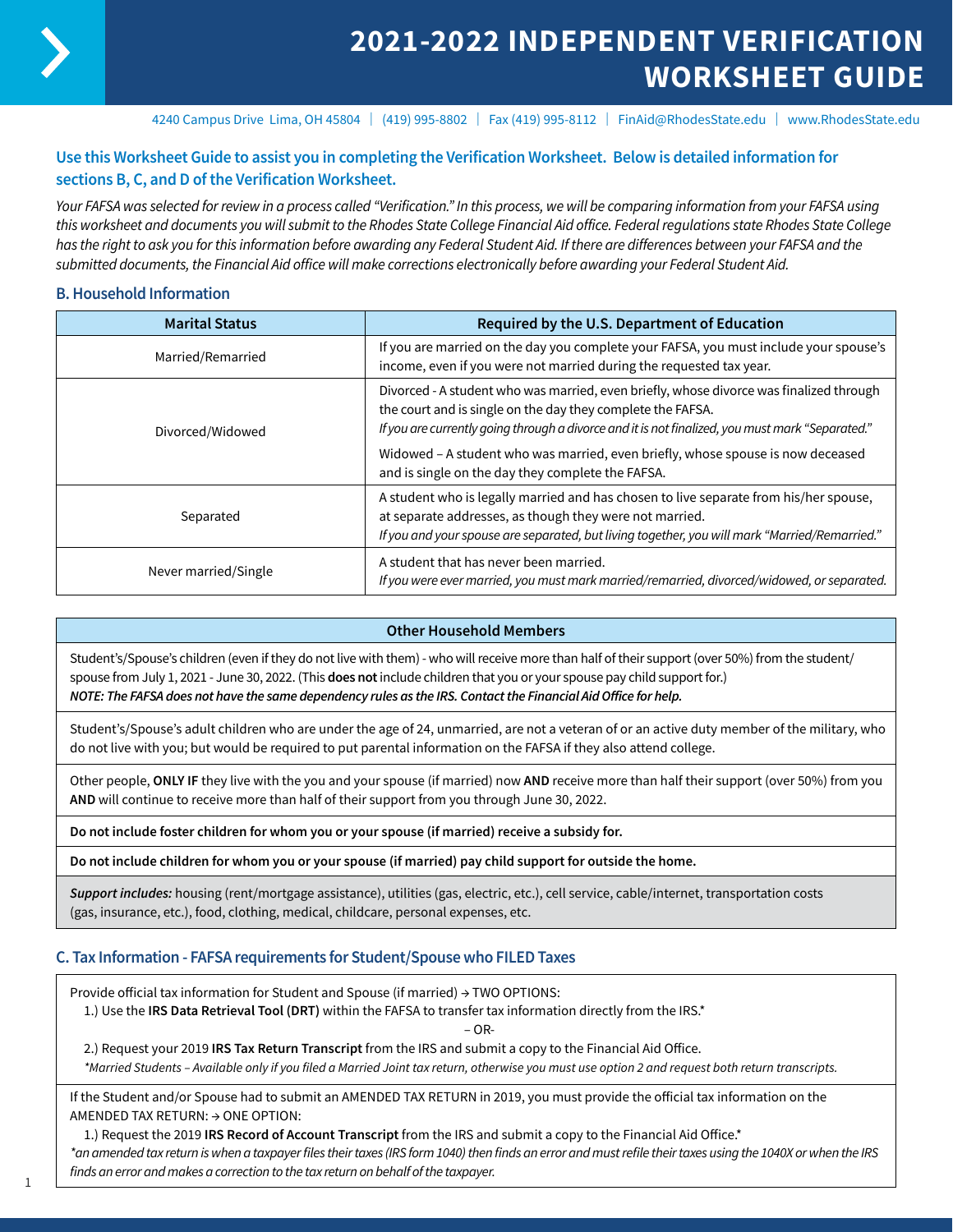# 2021-2022 INDEPENDENT VERIFICATION WORKSHEET GUIDE

4240 Campus Drive Lima, OH 45804 | (419) 995-8802 | Fax (419) 995-8112 | FinAid@RhodesState.edu | www.RhodesState.edu

**Use this Worksheet Guide to assist you in completing the Verification Worksheet. Below is detailed information for sections B, C, and D of the Verification Worksheet.**

*Your FAFSA was selected for review in a process called "Verification." In this process, we will be comparing information from your FAFSA using this worksheet and documents you will submit to the Rhodes State College Financial Aid office. Federal regulations state Rhodes State College has the right to ask you for this information before awarding any Federal Student Aid. If there are differences between your FAFSA and the submitted documents, the Financial Aid office will make corrections electronically before awarding your Federal Student Aid.*

## B. Household Information

| Marital Status | Required by the U.S. Department of Education |
|---|---|
| Married/Remarried | If you are married on the day you complete your FAFSA, you must include your spouse's income, even if you were not married during the requested tax year. |
| Divorced/Widowed | Divorced - A student who was married, even briefly, whose divorce was finalized through the court and is single on the day they complete the FAFSA. *If you are currently going through a divorce and it is not finalized, you must mark "Separated."* <br> Widowed – A student who was married, even briefly, whose spouse is now deceased and is single on the day they complete the FAFSA. |
| Separated | A student who is legally married and has chosen to live separate from his/her spouse, at separate addresses, as though they were not married. *If you and your spouse are separated, but living together, you will mark "Married/Remarried."* |
| Never married/Single | A student that has never been married. *If you were ever married, you must mark married/remarried, divorced/widowed, or separated.* |

| Other Household Members |
|---|
| Student's/Spouse's children (even if they do not live with them) - who will receive more than half of their support (over 50%) from the student/spouse from July 1, 2021 - June 30, 2022. (This **does not** include children that you or your spouse pay child support for.) ***NOTE: The FAFSA does not have the same dependency rules as the IRS. Contact the Financial Aid Office for help.*** |
| Student's/Spouse's adult children who are under the age of 24, unmarried, are not a veteran of or an active duty member of the military, who do not live with you; but would be required to put parental information on the FAFSA if they also attend college. |
| Other people, **ONLY IF** they live with the you and your spouse (if married) now **AND** receive more than half their support (over 50%) from you **AND** will continue to receive more than half of their support from you through June 30, 2022. |
| **Do not include foster children for whom you or your spouse (if married) receive a subsidy for.** |
| **Do not include children for whom you or your spouse (if married) pay child support for outside the home.** |
| ***Support includes:*** housing (rent/mortgage assistance), utilities (gas, electric, etc.), cell service, cable/internet, transportation costs (gas, insurance, etc.), food, clothing, medical, childcare, personal expenses, etc. |

## C. Tax Information - FAFSA requirements for Student/Spouse who FILED Taxes

Provide official tax information for Student and Spouse (if married) → TWO OPTIONS:

1.) Use the **IRS Data Retrieval Tool (DRT)** within the FAFSA to transfer tax information directly from the IRS.*

– OR-

2.) Request your 2019 **IRS Tax Return Transcript** from the IRS and submit a copy to the Financial Aid Office.

*\*Married Students – Available only if you filed a Married Joint tax return, otherwise you must use option 2 and request both return transcripts.*

If the Student and/or Spouse had to submit an AMENDED TAX RETURN in 2019, you must provide the official tax information on the AMENDED TAX RETURN: → ONE OPTION:

1.) Request the 2019 **IRS Record of Account Transcript** from the IRS and submit a copy to the Financial Aid Office.*

*\*an amended tax return is when a taxpayer files their taxes (IRS form 1040) then finds an error and must refile their taxes using the 1040X or when the IRS finds an error and makes a correction to the tax return on behalf of the taxpayer.*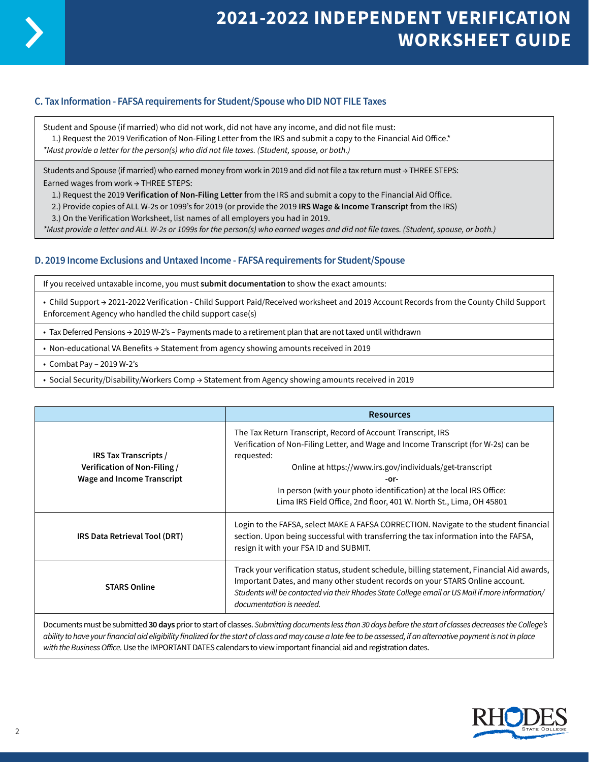# 2021-2022 INDEPENDENT VERIFICATION WORKSHEET GUIDE

### C. Tax Information - FAFSA requirements for Student/Spouse who DID NOT FILE Taxes

Student and Spouse (if married) who did not work, did not have any income, and did not file must:

1.) Request the 2019 Verification of Non-Filing Letter from the IRS and submit a copy to the Financial Aid Office.*

*\*Must provide a letter for the person(s) who did not file taxes. (Student, spouse, or both.)*

Students and Spouse (if married) who earned money from work in 2019 and did not file a tax return must → THREE STEPS:

Earned wages from work → THREE STEPS:

1.) Request the 2019 **Verification of Non-Filing Letter** from the IRS and submit a copy to the Financial Aid Office.
2.) Provide copies of ALL W-2s or 1099's for 2019 (or provide the 2019 **IRS Wage & Income Transcrip**t from the IRS)
3.) On the Verification Worksheet, list names of all employers you had in 2019.

*\*Must provide a letter and ALL W-2s or 1099s for the person(s) who earned wages and did not file taxes. (Student, spouse, or both.)*

### D. 2019 Income Exclusions and Untaxed Income - FAFSA requirements for Student/Spouse

If you received untaxable income, you must **submit documentation** to show the exact amounts:

- Child Support → 2021-2022 Verification - Child Support Paid/Received worksheet and 2019 Account Records from the County Child Support Enforcement Agency who handled the child support case(s)
- Tax Deferred Pensions → 2019 W-2's – Payments made to a retirement plan that are not taxed until withdrawn
- Non-educational VA Benefits → Statement from agency showing amounts received in 2019
- Combat Pay – 2019 W-2's
- Social Security/Disability/Workers Comp → Statement from Agency showing amounts received in 2019

| | **Resources** |
|---|---|
| **IRS Tax Transcripts / Verification of Non-Filing / Wage and Income Transcript** | The Tax Return Transcript, Record of Account Transcript, IRS Verification of Non-Filing Letter, and Wage and Income Transcript (for W-2s) can be requested: Online at https://www.irs.gov/individuals/get-transcript -or- In person (with your photo identification) at the local IRS Office: Lima IRS Field Office, 2nd floor, 401 W. North St., Lima, OH 45801 |
| **IRS Data Retrieval Tool (DRT)** | Login to the FAFSA, select MAKE A FAFSA CORRECTION. Navigate to the student financial section. Upon being successful with transferring the tax information into the FAFSA, resign it with your FSA ID and SUBMIT. |
| **STARS Online** | Track your verification status, student schedule, billing statement, Financial Aid awards, Important Dates, and many other student records on your STARS Online account. *Students will be contacted via their Rhodes State College email or US Mail if more information/ documentation is needed.* |

Documents must be submitted **30 days** prior to start of classes. *Submitting documents less than 30 days before the start of classes decreases the College's ability to have your financial aid eligibility finalized for the start of class and may cause a late fee to be assessed, if an alternative payment is not in place with the Business Office.* Use the IMPORTANT DATES calendars to view important financial aid and registration dates.